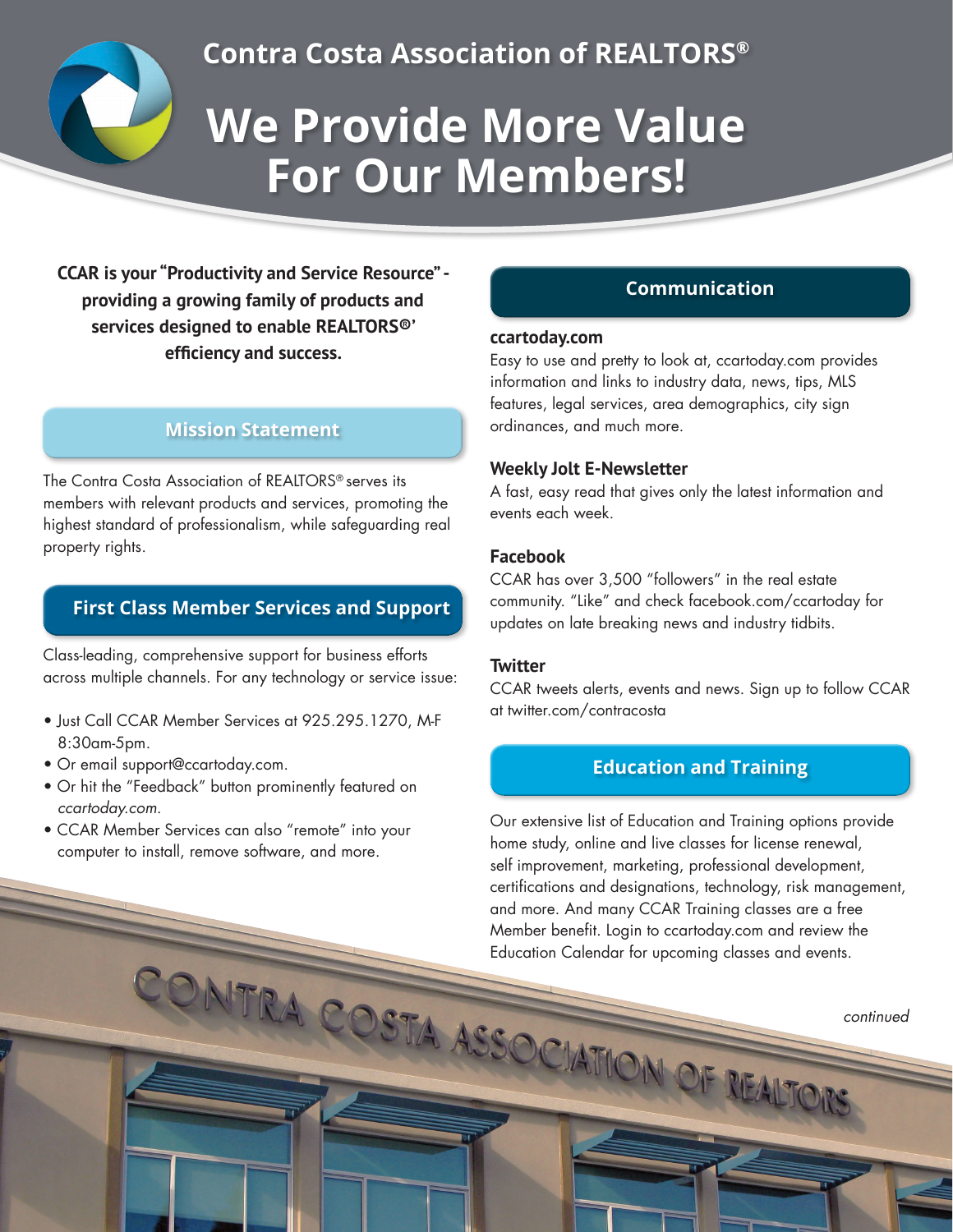Contra Costa Association of REALTORS®

# We Provide More Value For Our Members!

**CCAR is your "Productivity and Service Resource" - providing a growing family of products and services designed to enable REALTORS®' efficiency and success.**

## Mission Statement

The Contra Costa Association of REALTORS® serves its members with relevant products and services, promoting the highest standard of professionalism, while safeguarding real property rights.

## First Class Member Services and Support

Class-leading, comprehensive support for business efforts across multiple channels. For any technology or service issue:

- Just Call CCAR Member Services at 925.295.1270, M-F 8:30am-5pm.
- Or email support@ccartoday.com.
- Or hit the "Feedback" button prominently featured on *ccartoday.com.*
- CCAR Member Services can also "remote" into your computer to install, remove software, and more.

## Communication

### ccartoday.com

Easy to use and pretty to look at, ccartoday.com provides information and links to industry data, news, tips, MLS features, legal services, area demographics, city sign ordinances, and much more.

### Weekly Jolt E-Newsletter

A fast, easy read that gives only the latest information and events each week.

### Facebook

CCAR has over 3,500 "followers" in the real estate community. "Like" and check facebook.com/ccartoday for updates on late breaking news and industry tidbits.

### Twitter

CCAR tweets alerts, events and news. Sign up to follow CCAR at twitter.com/contracosta

## Education and Training

Our extensive list of Education and Training options provide home study, online and live classes for license renewal, self improvement, marketing, professional development, certifications and designations, technology, risk management, and more. And many CCAR Training classes are a free Member benefit. Login to ccartoday.com and review the Education Calendar for upcoming classes and events.

*continued*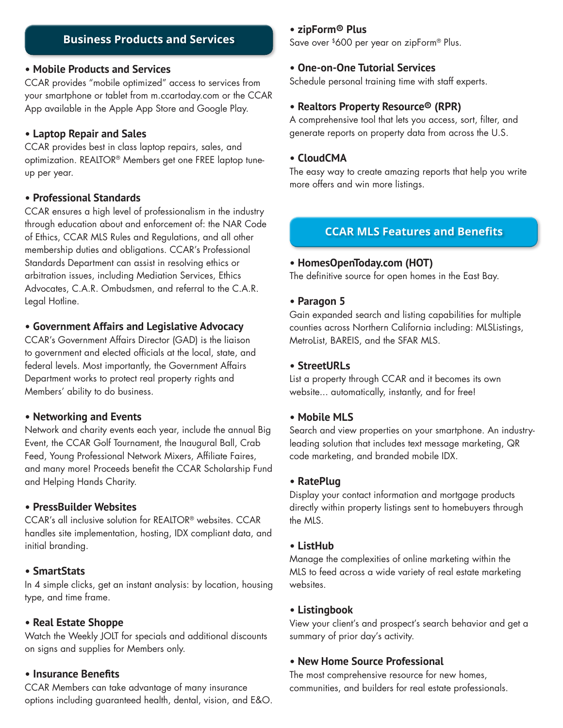## Business Products and Services

- **Mobile Products and Services**
CCAR provides "mobile optimized" access to services from your smartphone or tablet from m.ccartoday.com or the CCAR App available in the Apple App Store and Google Play.

- **Laptop Repair and Sales**
CCAR provides best in class laptop repairs, sales, and optimization. REALTOR® Members get one FREE laptop tune-up per year.

- **Professional Standards**
CCAR ensures a high level of professionalism in the industry through education about and enforcement of: the NAR Code of Ethics, CCAR MLS Rules and Regulations, and all other membership duties and obligations. CCAR's Professional Standards Department can assist in resolving ethics or arbitration issues, including Mediation Services, Ethics Advocates, C.A.R. Ombudsmen, and referral to the C.A.R. Legal Hotline.

- **Government Affairs and Legislative Advocacy**
CCAR's Government Affairs Director (GAD) is the liaison to government and elected officials at the local, state, and federal levels. Most importantly, the Government Affairs Department works to protect real property rights and Members' ability to do business.

- **Networking and Events**
Network and charity events each year, include the annual Big Event, the CCAR Golf Tournament, the Inaugural Ball, Crab Feed, Young Professional Network Mixers, Affiliate Faires, and many more! Proceeds benefit the CCAR Scholarship Fund and Helping Hands Charity.

- **PressBuilder Websites**
CCAR's all inclusive solution for REALTOR® websites. CCAR handles site implementation, hosting, IDX compliant data, and initial branding.

- **SmartStats**
In 4 simple clicks, get an instant analysis: by location, housing type, and time frame.

- **Real Estate Shoppe**
Watch the Weekly JOLT for specials and additional discounts on signs and supplies for Members only.

- **Insurance Benefits**
CCAR Members can take advantage of many insurance options including guaranteed health, dental, vision, and E&O.

- **zipForm® Plus**
Save over $600 per year on zipForm® Plus.

- **One-on-One Tutorial Services**
Schedule personal training time with staff experts.

- **Realtors Property Resource® (RPR)**
A comprehensive tool that lets you access, sort, filter, and generate reports on property data from across the U.S.

- **CloudCMA**
The easy way to create amazing reports that help you write more offers and win more listings.

## CCAR MLS Features and Benefits

- **HomesOpenToday.com (HOT)**
The definitive source for open homes in the East Bay.

- **Paragon 5**
Gain expanded search and listing capabilities for multiple counties across Northern California including: MLSListings, MetroList, BAREIS, and the SFAR MLS.

- **StreetURLs**
List a property through CCAR and it becomes its own website... automatically, instantly, and for free!

- **Mobile MLS**
Search and view properties on your smartphone. An industry-leading solution that includes text message marketing, QR code marketing, and branded mobile IDX.

- **RatePlug**
Display your contact information and mortgage products directly within property listings sent to homebuyers through the MLS.

- **ListHub**
Manage the complexities of online marketing within the MLS to feed across a wide variety of real estate marketing websites.

- **Listingbook**
View your client's and prospect's search behavior and get a summary of prior day's activity.

- **New Home Source Professional**
The most comprehensive resource for new homes, communities, and builders for real estate professionals.